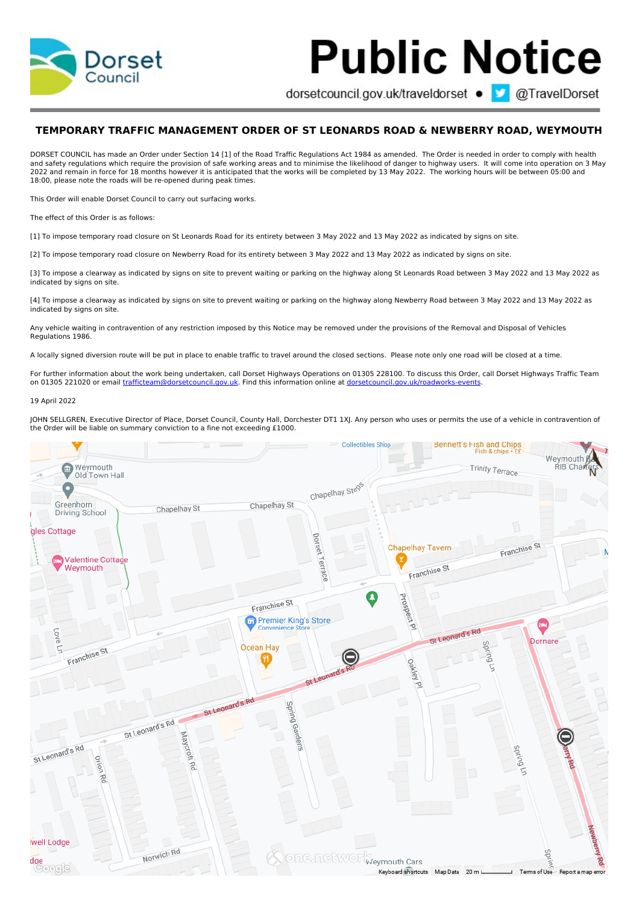Dorset Council

# Public Notice

dorsetcouncil.gov.uk/traveldorset • @TravelDorset

## TEMPORARY TRAFFIC MANAGEMENT ORDER OF ST LEONARDS ROAD & NEWBERRY ROAD, WEYMOUTH

DORSET COUNCIL has made an Order under Section 14 [1] of the Road Traffic Regulations Act 1984 as amended. The Order is needed in order to comply with health and safety regulations which require the provision of safe working areas and to minimise the likelihood of danger to highway users. It will come into operation on 3 May 2022 and remain in force for 18 months however it is anticipated that the works will be completed by 13 May 2022. The working hours will be between 05:00 and 18:00, please note the roads will be re-opened during peak times.

This Order will enable Dorset Council to carry out surfacing works.

The effect of this Order is as follows:

[1] To impose temporary road closure on St Leonards Road for its entirety between 3 May 2022 and 13 May 2022 as indicated by signs on site.

[2] To impose temporary road closure on Newberry Road for its entirety between 3 May 2022 and 13 May 2022 as indicated by signs on site.

[3] To impose a clearway as indicated by signs on site to prevent waiting or parking on the highway along St Leonards Road between 3 May 2022 and 13 May 2022 as indicated by signs on site.

[4] To impose a clearway as indicated by signs on site to prevent waiting or parking on the highway along Newberry Road between 3 May 2022 and 13 May 2022 as indicated by signs on site.

Any vehicle waiting in contravention of any restriction imposed by this Notice may be removed under the provisions of the Removal and Disposal of Vehicles Regulations 1986.

A locally signed diversion route will be put in place to enable traffic to travel around the closed sections. Please note only one road will be closed at a time.

For further information about the work being undertaken, call Dorset Highways Operations on 01305 228100. To discuss this Order, call Dorset Highways Traffic Team on 01305 221020 or email trafficteam@dorsetcouncil.gov.uk. Find this information online at dorsetcouncil.gov.uk/roadworks-events.

19 April 2022

JOHN SELLGREN, Executive Director of Place, Dorset Council, County Hall, Dorchester DT1 1XJ. Any person who uses or permits the use of a vehicle in contravention of the Order will be liable on summary conviction to a fine not exceeding £1000.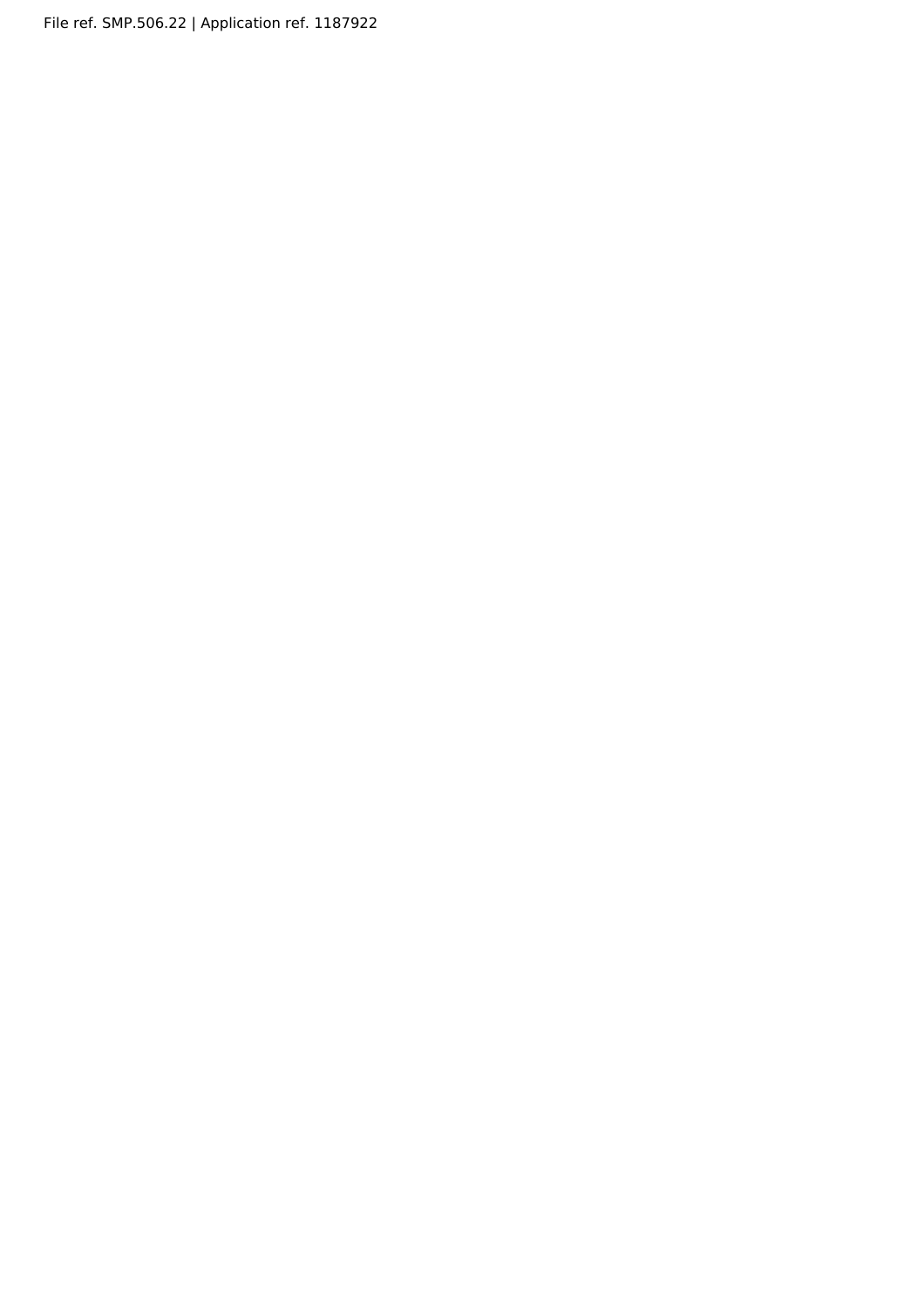File ref. SMP.506.22 | Application ref. 1187922